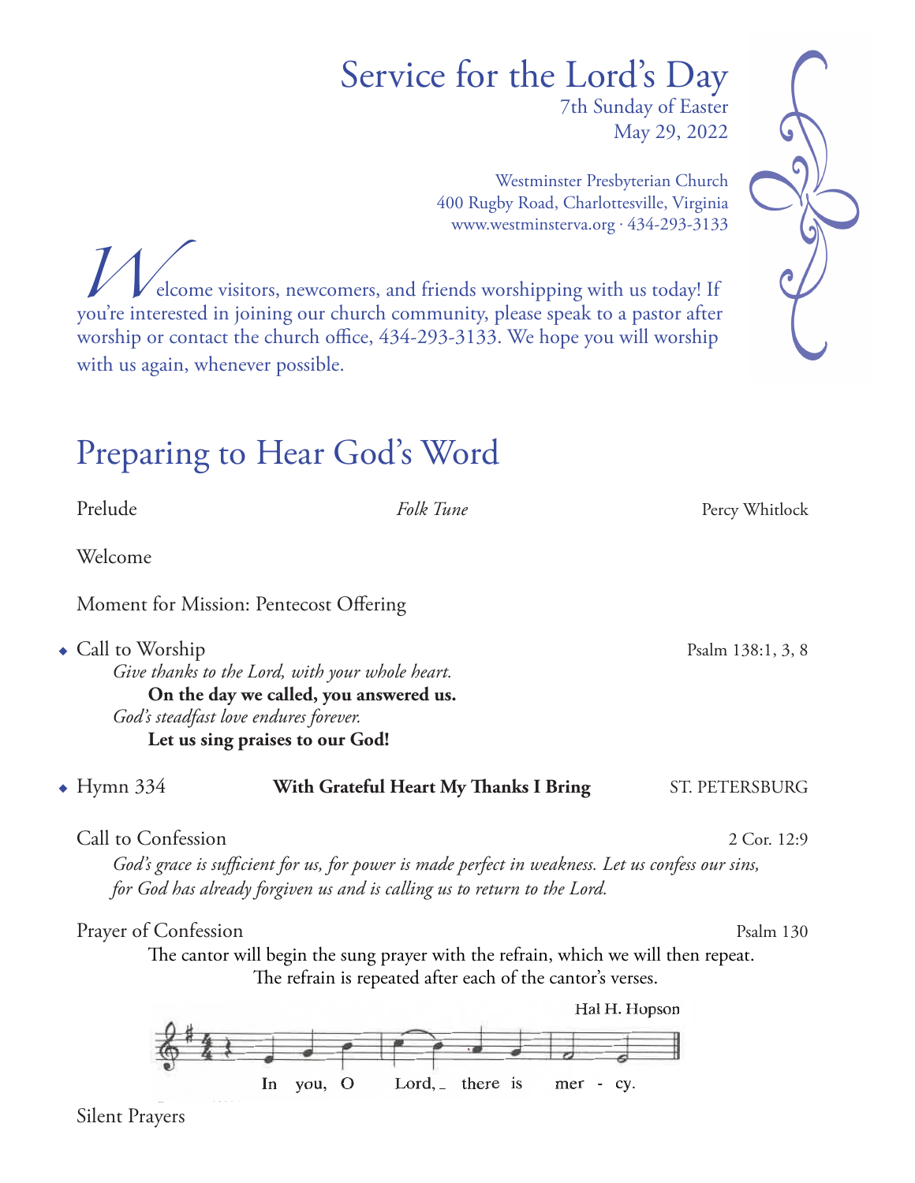# Service for the Lord's Day

7th Sunday of Easter
May 29, 2022

Westminster Presbyterian Church
400 Rugby Road, Charlottesville, Virginia
www.westminsterva.org · 434-293-3133

Welcome visitors, newcomers, and friends worshipping with us today! If you're interested in joining our church community, please speak to a pastor after worship or contact the church office, 434-293-3133. We hope you will worship with us again, whenever possible.

## Preparing to Hear God's Word

Prelude — *Folk Tune* — Percy Whitlock

Welcome

Moment for Mission: Pentecost Offering

◆ Call to Worship — Psalm 138:1, 3, 8

*Give thanks to the Lord, with your whole heart.*
**On the day we called, you answered us.**
*God's steadfast love endures forever.*
**Let us sing praises to our God!**

◆ Hymn 334 — **With Grateful Heart My Thanks I Bring** — ST. PETERSBURG

Call to Confession — 2 Cor. 12:9

*God's grace is sufficient for us, for power is made perfect in weakness. Let us confess our sins, for God has already forgiven us and is calling us to return to the Lord.*

Prayer of Confession — Psalm 130

The cantor will begin the sung prayer with the refrain, which we will then repeat. The refrain is repeated after each of the cantor's verses.

Hal H. Hopson

In you, O Lord, there is mercy.

Silent Prayers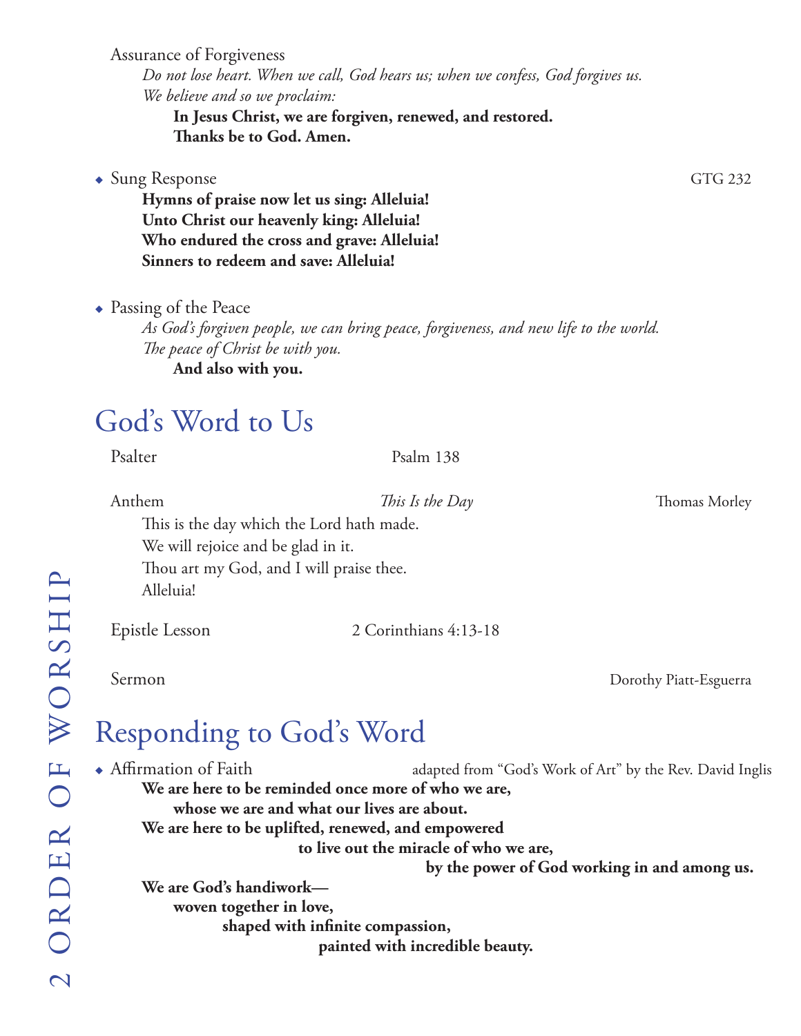Assurance of Forgiveness

*Do not lose heart. When we call, God hears us; when we confess, God forgives us.*
*We believe and so we proclaim:*

**In Jesus Christ, we are forgiven, renewed, and restored.**
**Thanks be to God. Amen.**

◆ Sung Response — GTG 232

**Hymns of praise now let us sing: Alleluia!**
**Unto Christ our heavenly king: Alleluia!**
**Who endured the cross and grave: Alleluia!**
**Sinners to redeem and save: Alleluia!**

◆ Passing of the Peace

*As God's forgiven people, we can bring peace, forgiveness, and new life to the world.*
*The peace of Christ be with you.*

**And also with you.**

## God's Word to Us

Psalter — Psalm 138

Anthem — *This Is the Day* — Thomas Morley

This is the day which the Lord hath made.
We will rejoice and be glad in it.
Thou art my God, and I will praise thee.
Alleluia!

Epistle Lesson — 2 Corinthians 4:13-18

Sermon — Dorothy Piatt-Esguerra

## Responding to God's Word

◆ Affirmation of Faith — adapted from "God's Work of Art" by the Rev. David Inglis

**We are here to be reminded once more of who we are,**
**whose we are and what our lives are about.**
**We are here to be uplifted, renewed, and empowered**
**to live out the miracle of who we are,**
**by the power of God working in and among us.**
**We are God's handiwork—**
**woven together in love,**
**shaped with infinite compassion,**
**painted with incredible beauty.**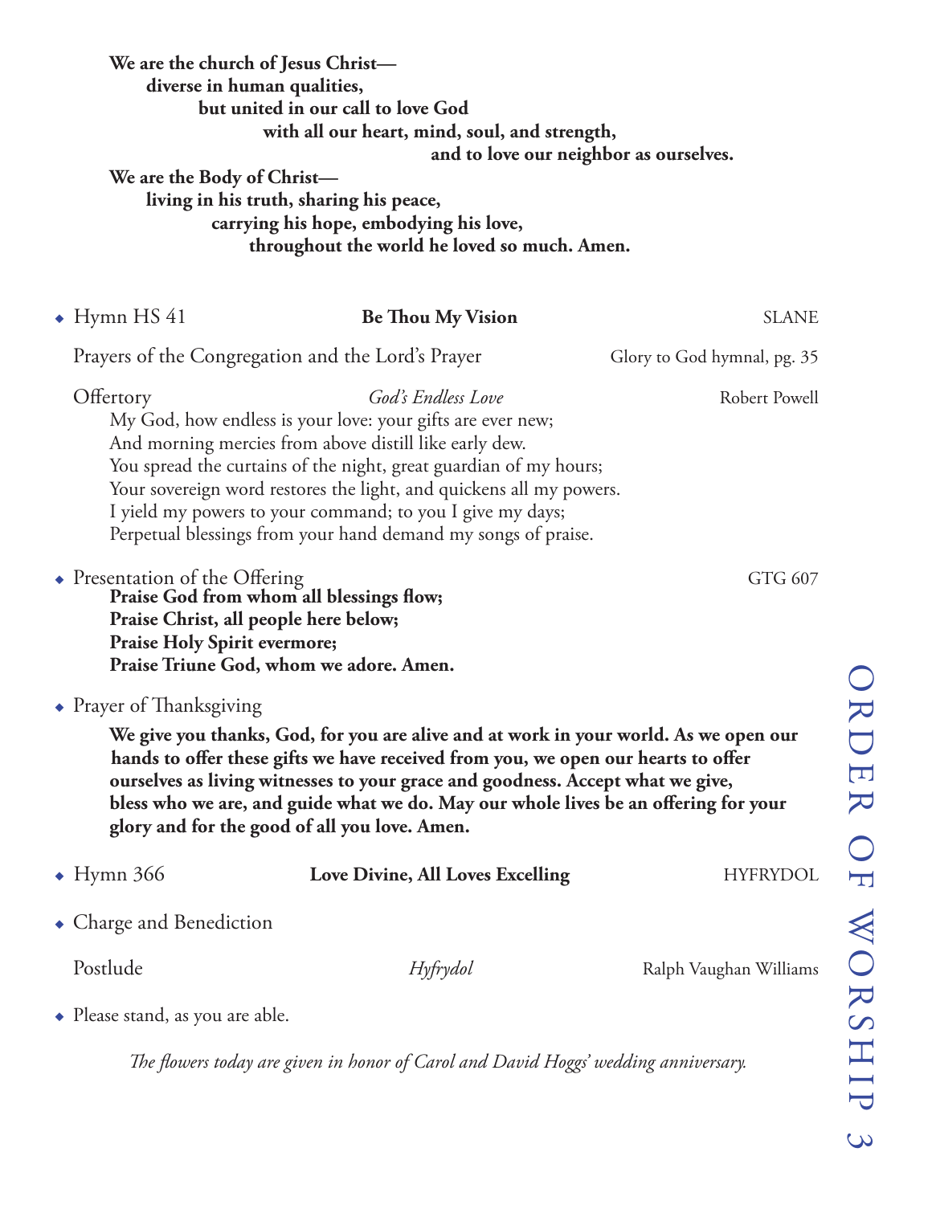**We are the church of Jesus Christ—**
**diverse in human qualities,**
**but united in our call to love God**
**with all our heart, mind, soul, and strength,**
**and to love our neighbor as ourselves.**
**We are the Body of Christ—**
**living in his truth, sharing his peace,**
**carrying his hope, embodying his love,**
**throughout the world he loved so much. Amen.**

◆ Hymn HS 41 — **Be Thou My Vision** — SLANE

Prayers of the Congregation and the Lord's Prayer — Glory to God hymnal, pg. 35

Offertory — *God's Endless Love* — Robert Powell

My God, how endless is your love: your gifts are ever new;
And morning mercies from above distill like early dew.
You spread the curtains of the night, great guardian of my hours;
Your sovereign word restores the light, and quickens all my powers.
I yield my powers to your command; to you I give my days;
Perpetual blessings from your hand demand my songs of praise.

◆ Presentation of the Offering — GTG 607

**Praise God from whom all blessings flow;**
**Praise Christ, all people here below;**
**Praise Holy Spirit evermore;**
**Praise Triune God, whom we adore. Amen.**

◆ Prayer of Thanksgiving

**We give you thanks, God, for you are alive and at work in your world. As we open our hands to offer these gifts we have received from you, we open our hearts to offer ourselves as living witnesses to your grace and goodness. Accept what we give, bless who we are, and guide what we do. May our whole lives be an offering for your glory and for the good of all you love. Amen.**

◆ Hymn 366 — **Love Divine, All Loves Excelling** — HYFRYDOL

◆ Charge and Benediction

Postlude — *Hyfrydol* — Ralph Vaughan Williams

◆ Please stand, as you are able.

*The flowers today are given in honor of Carol and David Hoggs' wedding anniversary.*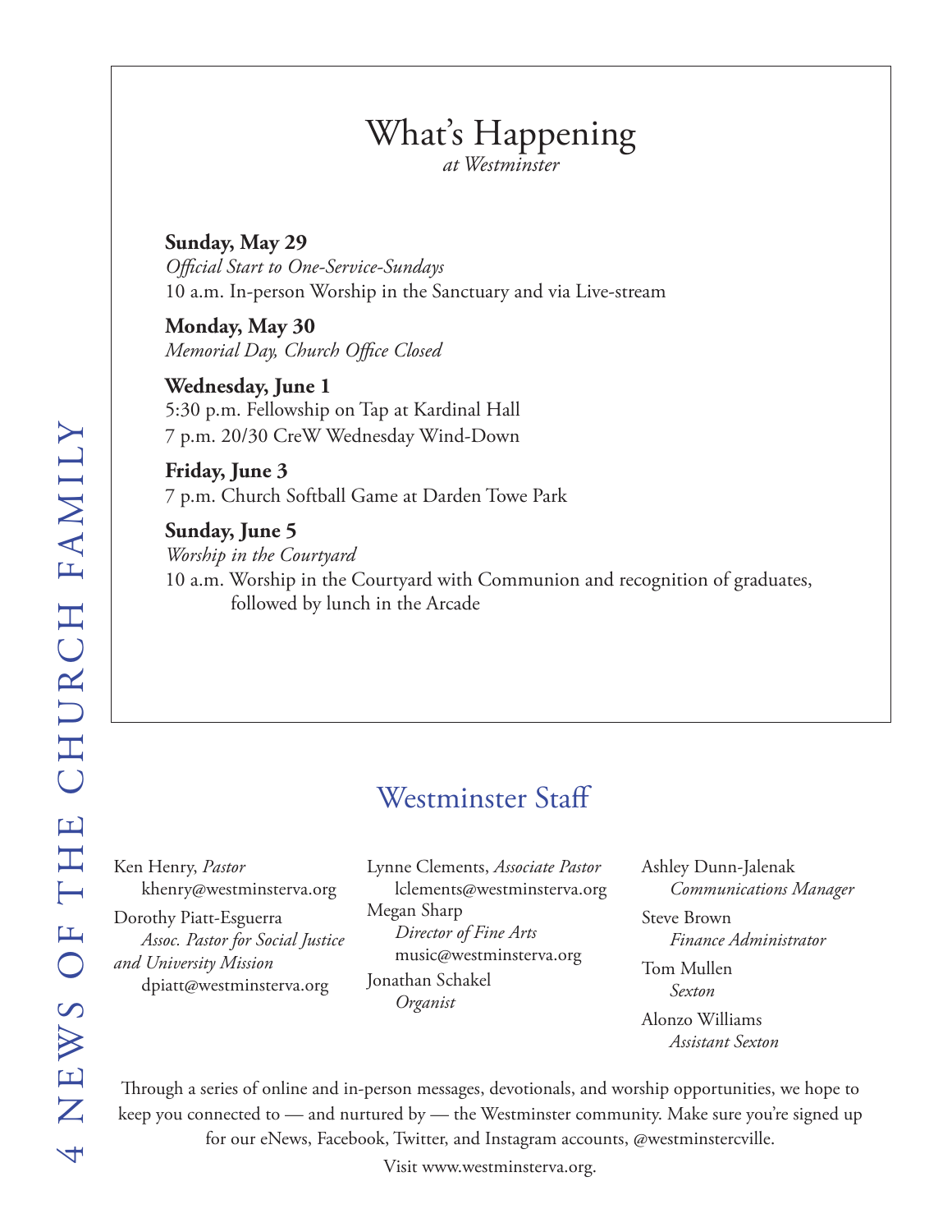# What's Happening

*at Westminster*

**Sunday, May 29**
*Official Start to One-Service-Sundays*
10 a.m. In-person Worship in the Sanctuary and via Live-stream

**Monday, May 30**
*Memorial Day, Church Office Closed*

**Wednesday, June 1**
5:30 p.m. Fellowship on Tap at Kardinal Hall
7 p.m. 20/30 CreW Wednesday Wind-Down

**Friday, June 3**
7 p.m. Church Softball Game at Darden Towe Park

**Sunday, June 5**
*Worship in the Courtyard*
10 a.m. Worship in the Courtyard with Communion and recognition of graduates, followed by lunch in the Arcade

## Westminster Staff

Ken Henry, *Pastor*
khenry@westminsterva.org

Dorothy Piatt-Esguerra
*Assoc. Pastor for Social Justice and University Mission*
dpiatt@westminsterva.org

Lynne Clements, *Associate Pastor*
lclements@westminsterva.org

Megan Sharp
*Director of Fine Arts*
music@westminsterva.org

Jonathan Schakel
*Organist*

Ashley Dunn-Jalenak
*Communications Manager*

Steve Brown
*Finance Administrator*

Tom Mullen
*Sexton*

Alonzo Williams
*Assistant Sexton*

Through a series of online and in-person messages, devotionals, and worship opportunities, we hope to keep you connected to — and nurtured by — the Westminster community. Make sure you're signed up for our eNews, Facebook, Twitter, and Instagram accounts, @westminstercville.

Visit www.westminsterva.org.